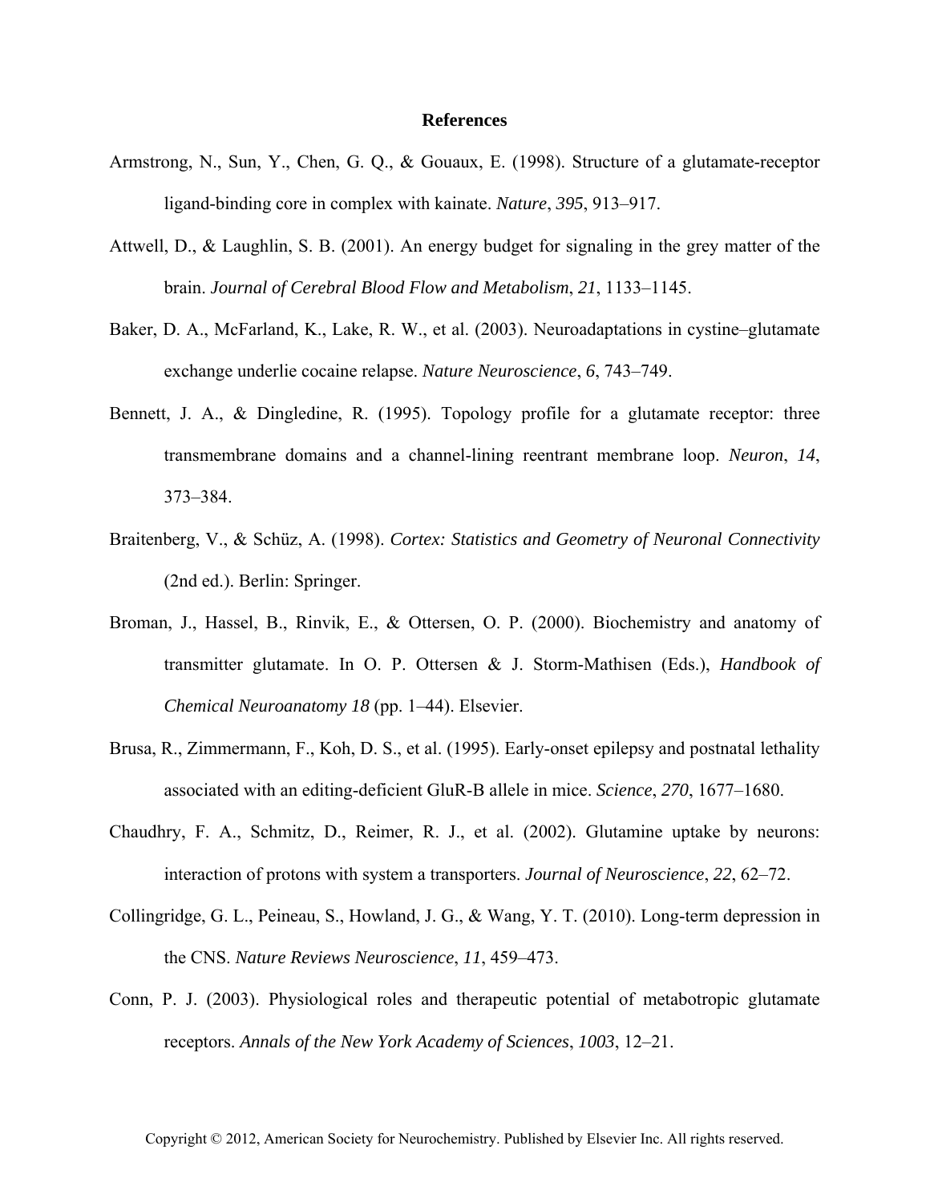# References

Armstrong, N., Sun, Y., Chen, G. Q., & Gouaux, E. (1998). Structure of a glutamate-receptor ligand-binding core in complex with kainate. *Nature*, *395*, 913–917.

Attwell, D., & Laughlin, S. B. (2001). An energy budget for signaling in the grey matter of the brain. *Journal of Cerebral Blood Flow and Metabolism*, *21*, 1133–1145.

Baker, D. A., McFarland, K., Lake, R. W., et al. (2003). Neuroadaptations in cystine–glutamate exchange underlie cocaine relapse. *Nature Neuroscience*, *6*, 743–749.

Bennett, J. A., & Dingledine, R. (1995). Topology profile for a glutamate receptor: three transmembrane domains and a channel-lining reentrant membrane loop. *Neuron*, *14*, 373–384.

Braitenberg, V., & Schüz, A. (1998). *Cortex: Statistics and Geometry of Neuronal Connectivity* (2nd ed.). Berlin: Springer.

Broman, J., Hassel, B., Rinvik, E., & Ottersen, O. P. (2000). Biochemistry and anatomy of transmitter glutamate. In O. P. Ottersen & J. Storm-Mathisen (Eds.), *Handbook of Chemical Neuroanatomy 18* (pp. 1–44). Elsevier.

Brusa, R., Zimmermann, F., Koh, D. S., et al. (1995). Early-onset epilepsy and postnatal lethality associated with an editing-deficient GluR-B allele in mice. *Science*, *270*, 1677–1680.

Chaudhry, F. A., Schmitz, D., Reimer, R. J., et al. (2002). Glutamine uptake by neurons: interaction of protons with system a transporters. *Journal of Neuroscience*, *22*, 62–72.

Collingridge, G. L., Peineau, S., Howland, J. G., & Wang, Y. T. (2010). Long-term depression in the CNS. *Nature Reviews Neuroscience*, *11*, 459–473.

Conn, P. J. (2003). Physiological roles and therapeutic potential of metabotropic glutamate receptors. *Annals of the New York Academy of Sciences*, *1003*, 12–21.

Copyright © 2012, American Society for Neurochemistry. Published by Elsevier Inc. All rights reserved.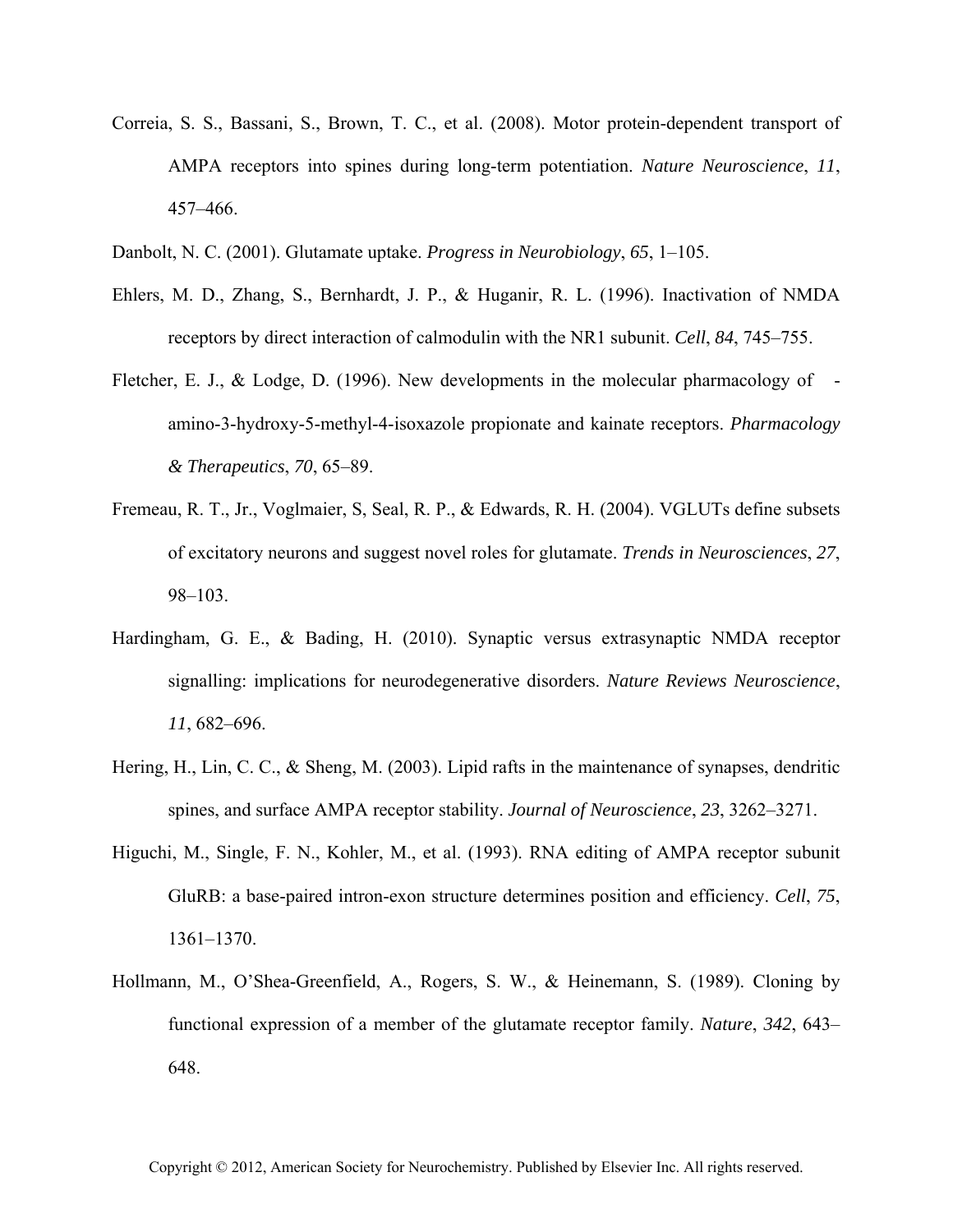Correia, S. S., Bassani, S., Brown, T. C., et al. (2008). Motor protein-dependent transport of AMPA receptors into spines during long-term potentiation. *Nature Neuroscience*, *11*, 457–466.

Danbolt, N. C. (2001). Glutamate uptake. *Progress in Neurobiology*, *65*, 1–105.

Ehlers, M. D., Zhang, S., Bernhardt, J. P., & Huganir, R. L. (1996). Inactivation of NMDA receptors by direct interaction of calmodulin with the NR1 subunit. *Cell*, *84*, 745–755.

Fletcher, E. J., & Lodge, D. (1996). New developments in the molecular pharmacology of -amino-3-hydroxy-5-methyl-4-isoxazole propionate and kainate receptors. *Pharmacology & Therapeutics*, *70*, 65–89.

Fremeau, R. T., Jr., Voglmaier, S, Seal, R. P., & Edwards, R. H. (2004). VGLUTs define subsets of excitatory neurons and suggest novel roles for glutamate. *Trends in Neurosciences*, *27*, 98–103.

Hardingham, G. E., & Bading, H. (2010). Synaptic versus extrasynaptic NMDA receptor signalling: implications for neurodegenerative disorders. *Nature Reviews Neuroscience*, *11*, 682–696.

Hering, H., Lin, C. C., & Sheng, M. (2003). Lipid rafts in the maintenance of synapses, dendritic spines, and surface AMPA receptor stability. *Journal of Neuroscience*, *23*, 3262–3271.

Higuchi, M., Single, F. N., Kohler, M., et al. (1993). RNA editing of AMPA receptor subunit GluRB: a base-paired intron-exon structure determines position and efficiency. *Cell*, *75*, 1361–1370.

Hollmann, M., O'Shea-Greenfield, A., Rogers, S. W., & Heinemann, S. (1989). Cloning by functional expression of a member of the glutamate receptor family. *Nature*, *342*, 643–648.

Copyright © 2012, American Society for Neurochemistry. Published by Elsevier Inc. All rights reserved.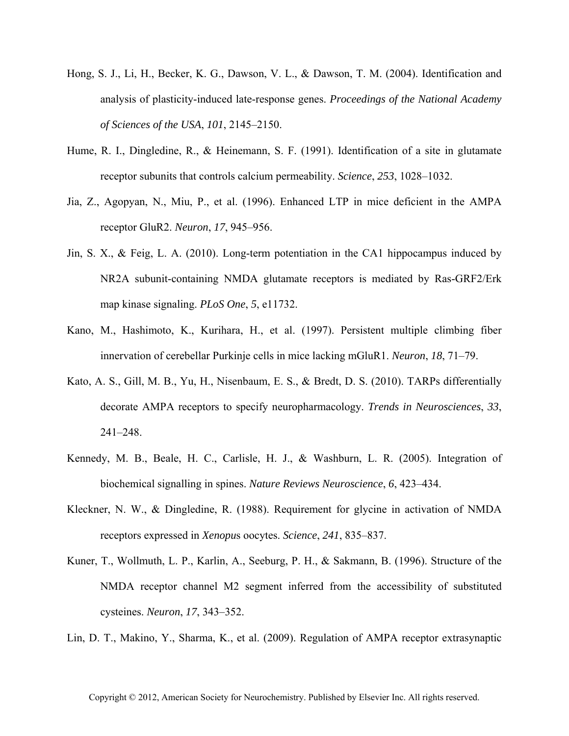Hong, S. J., Li, H., Becker, K. G., Dawson, V. L., & Dawson, T. M. (2004). Identification and analysis of plasticity-induced late-response genes. *Proceedings of the National Academy of Sciences of the USA*, *101*, 2145–2150.

Hume, R. I., Dingledine, R., & Heinemann, S. F. (1991). Identification of a site in glutamate receptor subunits that controls calcium permeability. *Science*, *253*, 1028–1032.

Jia, Z., Agopyan, N., Miu, P., et al. (1996). Enhanced LTP in mice deficient in the AMPA receptor GluR2. *Neuron*, *17*, 945–956.

Jin, S. X., & Feig, L. A. (2010). Long-term potentiation in the CA1 hippocampus induced by NR2A subunit-containing NMDA glutamate receptors is mediated by Ras-GRF2/Erk map kinase signaling. *PLoS One*, *5*, e11732.

Kano, M., Hashimoto, K., Kurihara, H., et al. (1997). Persistent multiple climbing fiber innervation of cerebellar Purkinje cells in mice lacking mGluR1. *Neuron*, *18*, 71–79.

Kato, A. S., Gill, M. B., Yu, H., Nisenbaum, E. S., & Bredt, D. S. (2010). TARPs differentially decorate AMPA receptors to specify neuropharmacology. *Trends in Neurosciences*, *33*, 241–248.

Kennedy, M. B., Beale, H. C., Carlisle, H. J., & Washburn, L. R. (2005). Integration of biochemical signalling in spines. *Nature Reviews Neuroscience*, *6*, 423–434.

Kleckner, N. W., & Dingledine, R. (1988). Requirement for glycine in activation of NMDA receptors expressed in *Xenopu*s oocytes. *Science*, *241*, 835–837.

Kuner, T., Wollmuth, L. P., Karlin, A., Seeburg, P. H., & Sakmann, B. (1996). Structure of the NMDA receptor channel M2 segment inferred from the accessibility of substituted cysteines. *Neuron*, *17*, 343–352.

Lin, D. T., Makino, Y., Sharma, K., et al. (2009). Regulation of AMPA receptor extrasynaptic

Copyright © 2012, American Society for Neurochemistry. Published by Elsevier Inc. All rights reserved.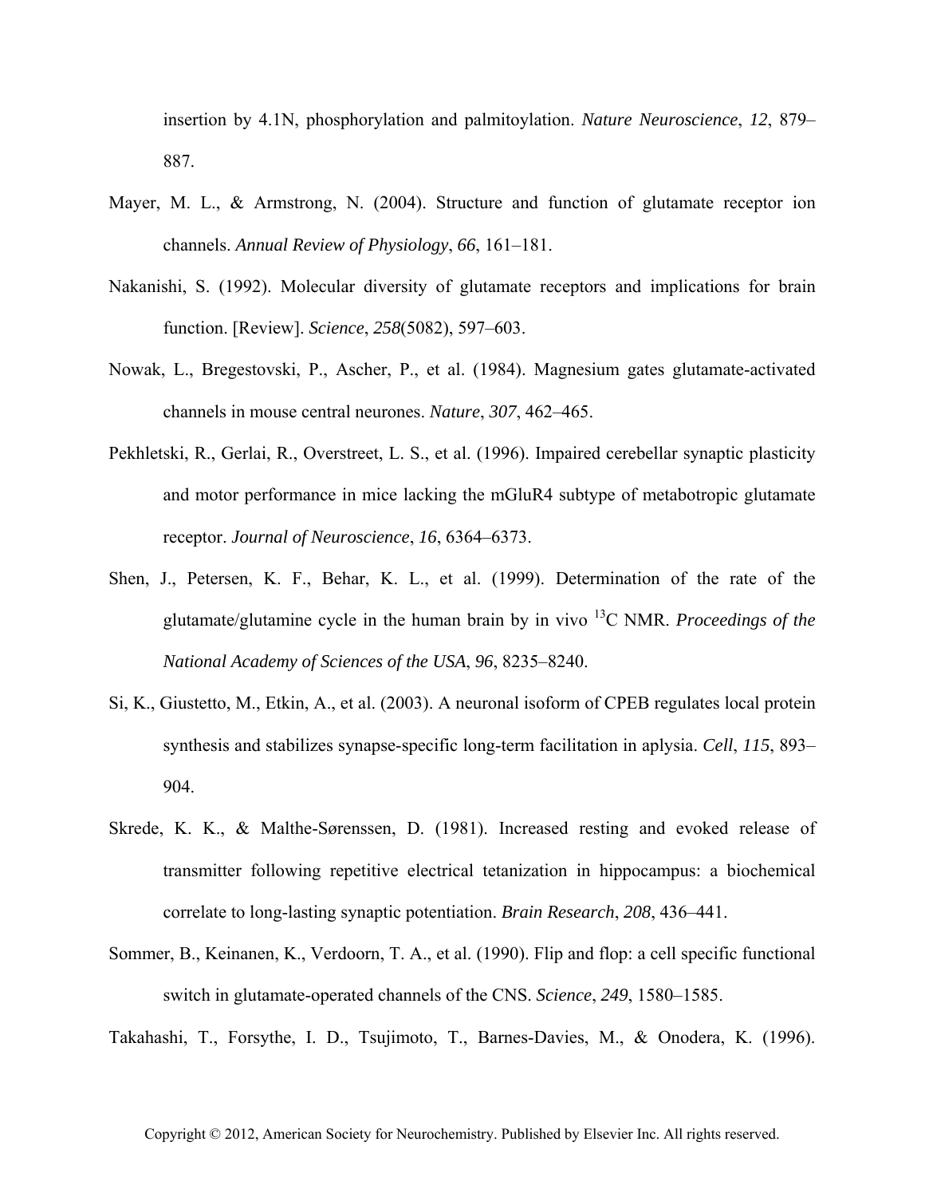insertion by 4.1N, phosphorylation and palmitoylation. *Nature Neuroscience*, *12*, 879–887.

Mayer, M. L., & Armstrong, N. (2004). Structure and function of glutamate receptor ion channels. *Annual Review of Physiology*, *66*, 161–181.

Nakanishi, S. (1992). Molecular diversity of glutamate receptors and implications for brain function. [Review]. *Science*, *258*(5082), 597–603.

Nowak, L., Bregestovski, P., Ascher, P., et al. (1984). Magnesium gates glutamate-activated channels in mouse central neurones. *Nature*, *307*, 462–465.

Pekhletski, R., Gerlai, R., Overstreet, L. S., et al. (1996). Impaired cerebellar synaptic plasticity and motor performance in mice lacking the mGluR4 subtype of metabotropic glutamate receptor. *Journal of Neuroscience*, *16*, 6364–6373.

Shen, J., Petersen, K. F., Behar, K. L., et al. (1999). Determination of the rate of the glutamate/glutamine cycle in the human brain by in vivo $^{13}C$ NMR. *Proceedings of the National Academy of Sciences of the USA*, *96*, 8235–8240.

Si, K., Giustetto, M., Etkin, A., et al. (2003). A neuronal isoform of CPEB regulates local protein synthesis and stabilizes synapse-specific long-term facilitation in aplysia. *Cell*, *115*, 893–904.

Skrede, K. K., & Malthe-Sørenssen, D. (1981). Increased resting and evoked release of transmitter following repetitive electrical tetanization in hippocampus: a biochemical correlate to long-lasting synaptic potentiation. *Brain Research*, *208*, 436–441.

Sommer, B., Keinanen, K., Verdoorn, T. A., et al. (1990). Flip and flop: a cell specific functional switch in glutamate-operated channels of the CNS. *Science*, *249*, 1580–1585.

Takahashi, T., Forsythe, I. D., Tsujimoto, T., Barnes-Davies, M., & Onodera, K. (1996).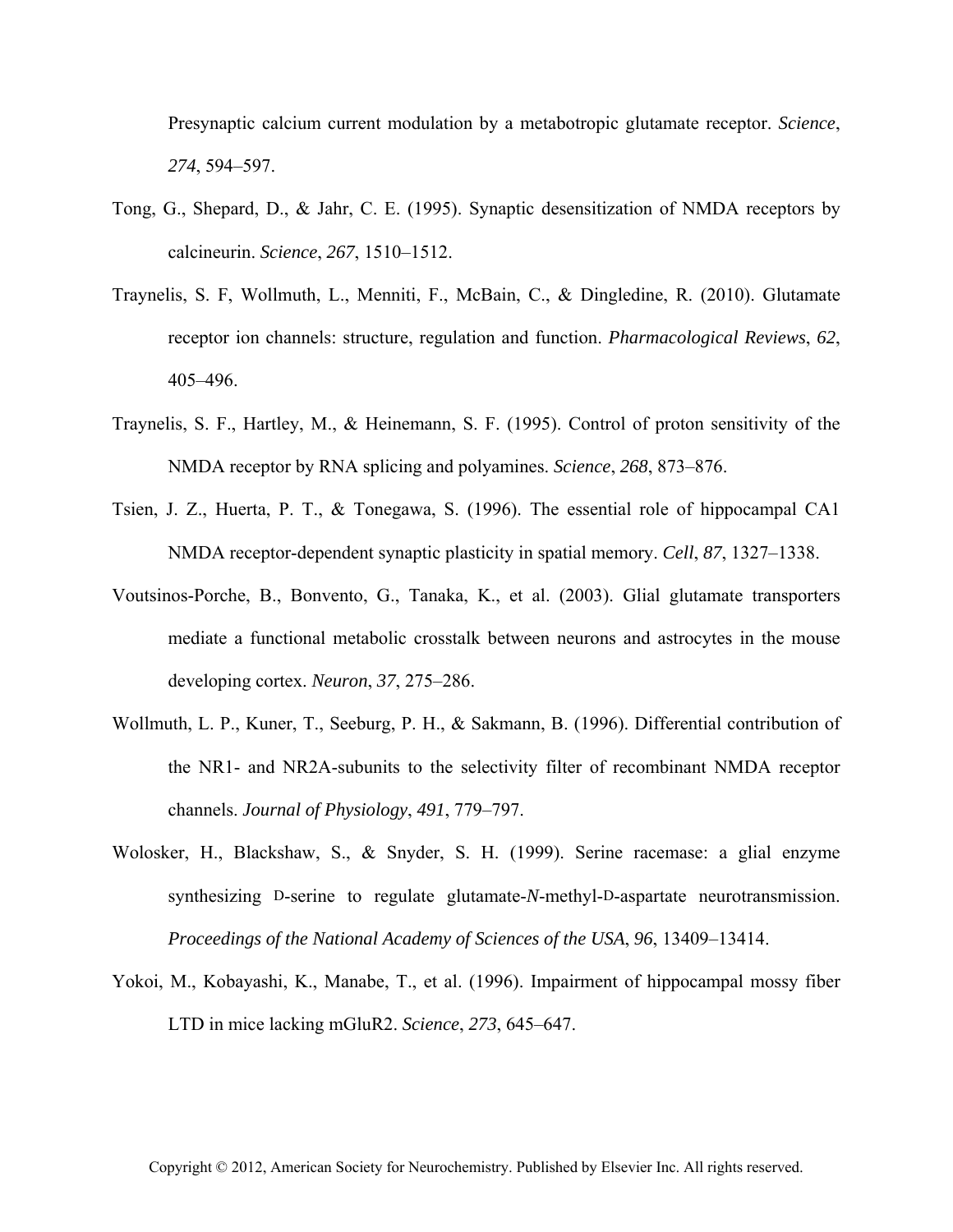Presynaptic calcium current modulation by a metabotropic glutamate receptor. *Science*, *274*, 594–597.

Tong, G., Shepard, D., & Jahr, C. E. (1995). Synaptic desensitization of NMDA receptors by calcineurin. *Science*, *267*, 1510–1512.

Traynelis, S. F, Wollmuth, L., Menniti, F., McBain, C., & Dingledine, R. (2010). Glutamate receptor ion channels: structure, regulation and function. *Pharmacological Reviews*, *62*, 405–496.

Traynelis, S. F., Hartley, M., & Heinemann, S. F. (1995). Control of proton sensitivity of the NMDA receptor by RNA splicing and polyamines. *Science*, *268*, 873–876.

Tsien, J. Z., Huerta, P. T., & Tonegawa, S. (1996). The essential role of hippocampal CA1 NMDA receptor-dependent synaptic plasticity in spatial memory. *Cell*, *87*, 1327–1338.

Voutsinos-Porche, B., Bonvento, G., Tanaka, K., et al. (2003). Glial glutamate transporters mediate a functional metabolic crosstalk between neurons and astrocytes in the mouse developing cortex. *Neuron*, *37*, 275–286.

Wollmuth, L. P., Kuner, T., Seeburg, P. H., & Sakmann, B. (1996). Differential contribution of the NR1- and NR2A-subunits to the selectivity filter of recombinant NMDA receptor channels. *Journal of Physiology*, *491*, 779–797.

Wolosker, H., Blackshaw, S., & Snyder, S. H. (1999). Serine racemase: a glial enzyme synthesizing D-serine to regulate glutamate-*N*-methyl-D-aspartate neurotransmission. *Proceedings of the National Academy of Sciences of the USA*, *96*, 13409–13414.

Yokoi, M., Kobayashi, K., Manabe, T., et al. (1996). Impairment of hippocampal mossy fiber LTD in mice lacking mGluR2. *Science*, *273*, 645–647.

Copyright © 2012, American Society for Neurochemistry. Published by Elsevier Inc. All rights reserved.